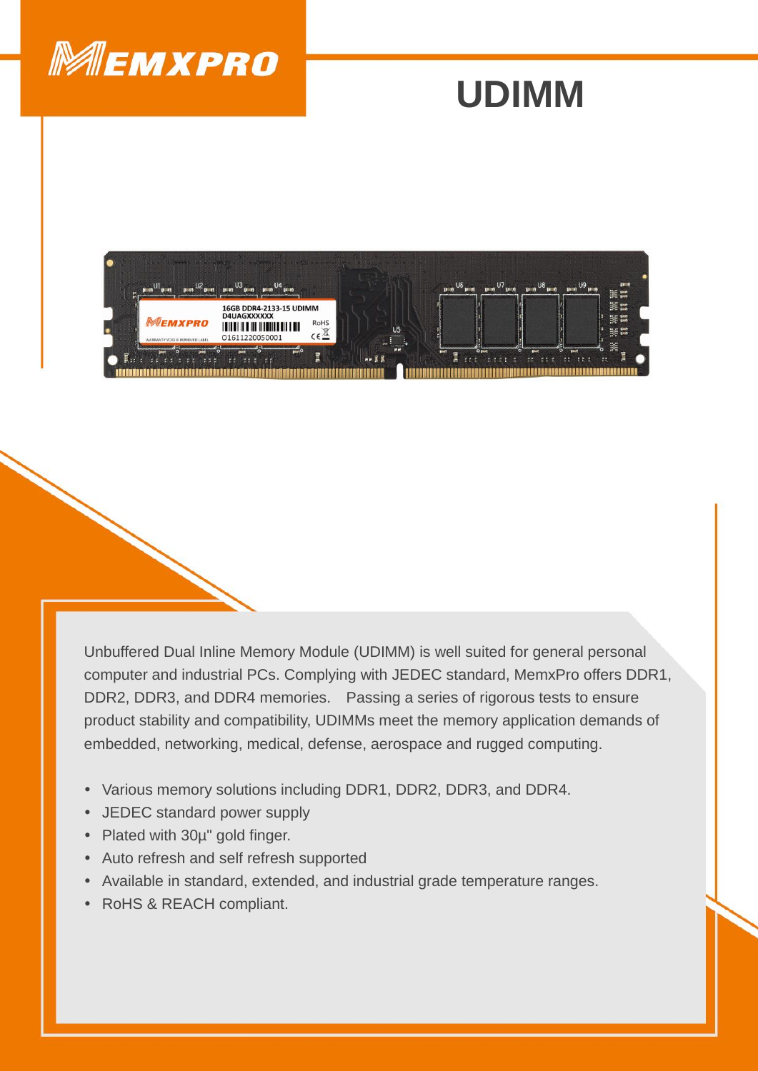# MEMXPRO

# UDIMM

Unbuffered Dual Inline Memory Module (UDIMM) is well suited for general personal computer and industrial PCs. Complying with JEDEC standard, MemxPro offers DDR1, DDR2, DDR3, and DDR4 memories. Passing a series of rigorous tests to ensure product stability and compatibility, UDIMMs meet the memory application demands of embedded, networking, medical, defense, aerospace and rugged computing.

- Various memory solutions including DDR1, DDR2, DDR3, and DDR4.
- JEDEC standard power supply
- Plated with 30μ" gold finger.
- Auto refresh and self refresh supported
- Available in standard, extended, and industrial grade temperature ranges.
- RoHS & REACH compliant.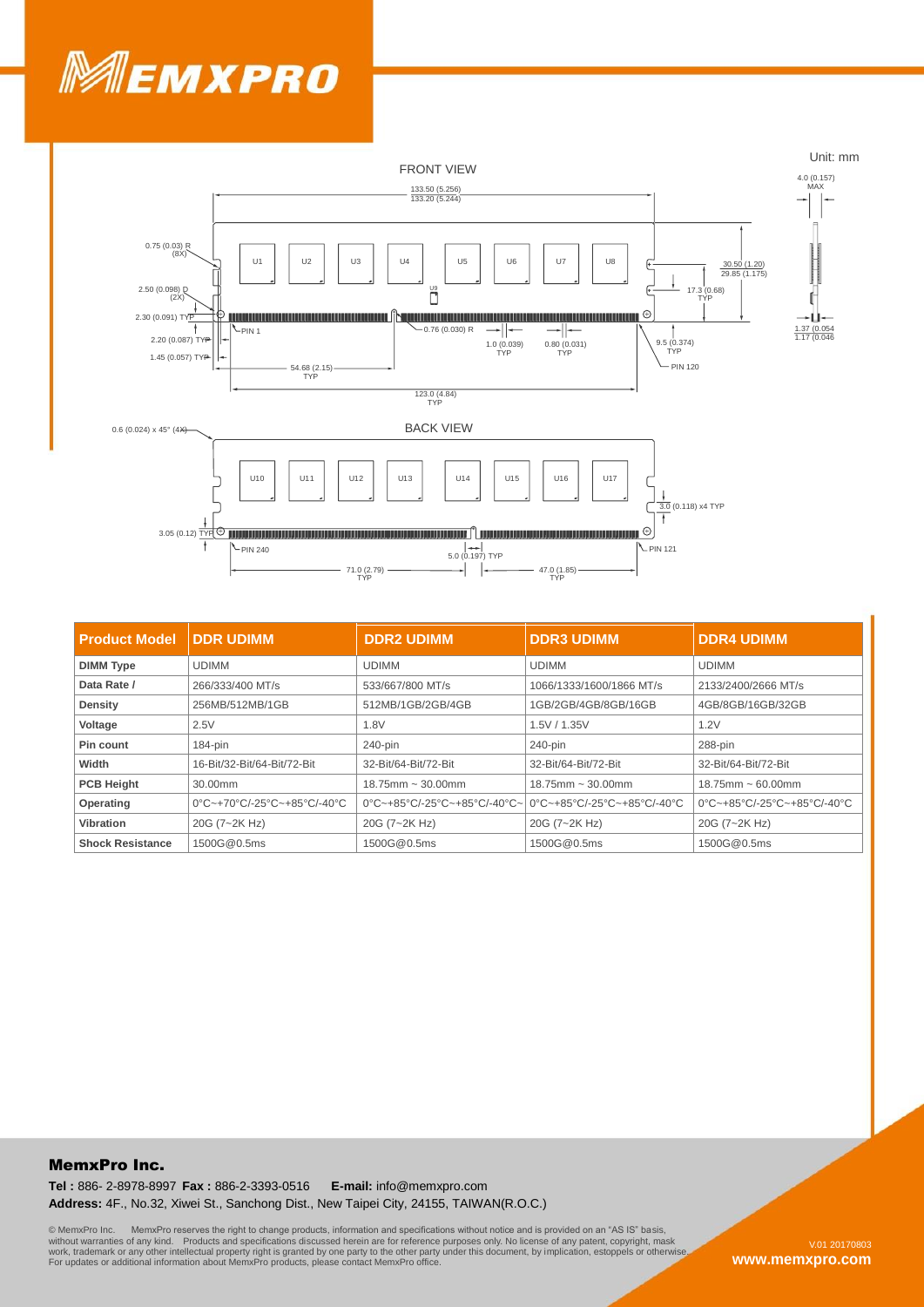Unit: mm

FRONT VIEW

133.50 (5.256)
133.20 (5.244)

0.75 (0.03) R (8X)

2.50 (0.098) D (2X)

2.30 (0.091) TYP

2.20 (0.087) TYP

1.45 (0.057) TYP

PIN 1

54.68 (2.15) TYP

123.0 (4.84) TYP

0.76 (0.030) R

1.0 (0.039) TYP

0.80 (0.031) TYP

9.5 (0.374) TYP

PIN 120

30.50 (1.20)
29.85 (1.175)

17.3 (0.68) TYP

4.0 (0.157) MAX

1.37 (0.054
1.17 (0.046

U1 U2 U3 U4 U5 U6 U7 U8 U9

0.6 (0.024) x 45° (4X)

BACK VIEW

U10 U11 U12 U13 U14 U15 U16 U17

3.0 (0.118) x4 TYP

3.05 (0.12) TYP

PIN 240

5.0 (0.197) TYP

PIN 121

71.0 (2.79) TYP

47.0 (1.85) TYP

| Product Model | DDR UDIMM | DDR2 UDIMM | DDR3 UDIMM | DDR4 UDIMM |
|---|---|---|---|---|
| **DIMM Type** | UDIMM | UDIMM | UDIMM | UDIMM |
| **Data Rate /** | 266/333/400 MT/s | 533/667/800 MT/s | 1066/1333/1600/1866 MT/s | 2133/2400/2666 MT/s |
| **Density** | 256MB/512MB/1GB | 512MB/1GB/2GB/4GB | 1GB/2GB/4GB/8GB/16GB | 4GB/8GB/16GB/32GB |
| **Voltage** | 2.5V | 1.8V | 1.5V / 1.35V | 1.2V |
| **Pin count** | 184-pin | 240-pin | 240-pin | 288-pin |
| **Width** | 16-Bit/32-Bit/64-Bit/72-Bit | 32-Bit/64-Bit/72-Bit | 32-Bit/64-Bit/72-Bit | 32-Bit/64-Bit/72-Bit |
| **PCB Height** | 30.00mm | 18.75mm ~ 30.00mm | 18.75mm ~ 30.00mm | 18.75mm ~ 60.00mm |
| **Operating** | 0°C~+70°C/-25°C~+85°C/-40°C | 0°C~+85°C/-25°C~+85°C/-40°C~ | 0°C~+85°C/-25°C~+85°C/-40°C | 0°C~+85°C/-25°C~+85°C/-40°C |
| **Vibration** | 20G (7~2K Hz) | 20G (7~2K Hz) | 20G (7~2K Hz) | 20G (7~2K Hz) |
| **Shock Resistance** | 1500G@0.5ms | 1500G@0.5ms | 1500G@0.5ms | 1500G@0.5ms |

**MemxPro Inc.**

**Tel :** 886- 2-8978-8997 **Fax :** 886-2-3393-0516 **E-mail:** info@memxpro.com
**Address:** 4F., No.32, Xiwei St., Sanchong Dist., New Taipei City, 24155, TAIWAN(R.O.C.)

© MemxPro Inc. MemxPro reserves the right to change products, information and specifications without notice and is provided on an "AS IS" basis, without warranties of any kind. Products and specifications discussed herein are for reference purposes only. No license of any patent, copyright, mask work, trademark or any other intellectual property right is granted by one party to the other party under this document, by implication, estoppels or otherwise. For updates or additional information about MemxPro products, please contact MemxPro office.

V.01 20170803
**www.memxpro.com**